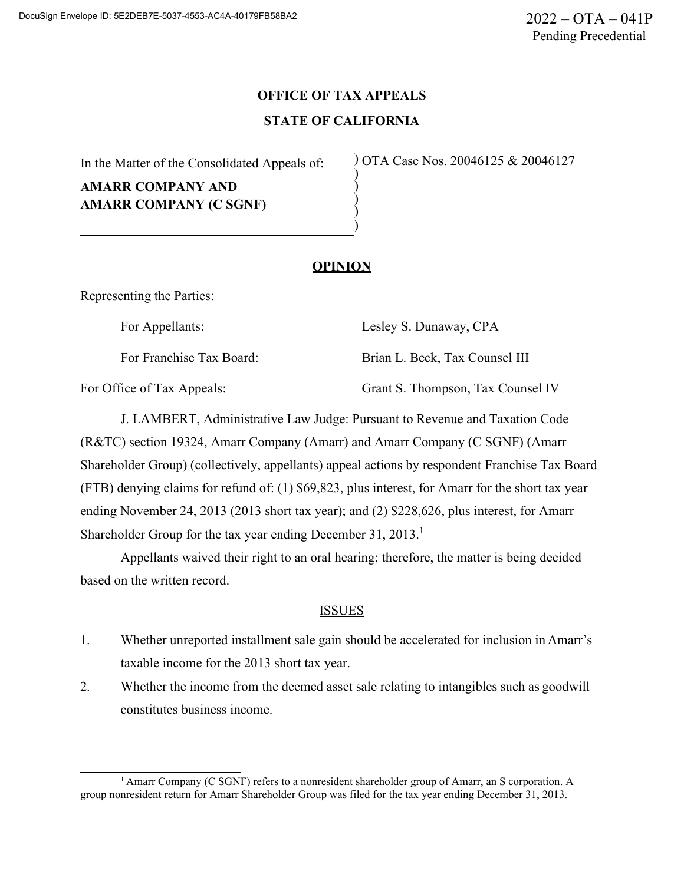DocuSign Envelope ID: 5E2DEB7E-5037-4553-AC4A-40179FB58BA2

2022 – OTA – 041P
Pending Precedential

**OFFICE OF TAX APPEALS**

**STATE OF CALIFORNIA**

In the Matter of the Consolidated Appeals of:

**AMARR COMPANY AND AMARR COMPANY (C SGNF)**

OTA Case Nos. 20046125 & 20046127

## OPINION

Representing the Parties:

For Appellants: Lesley S. Dunaway, CPA

For Franchise Tax Board: Brian L. Beck, Tax Counsel III

For Office of Tax Appeals: Grant S. Thompson, Tax Counsel IV

J. LAMBERT, Administrative Law Judge: Pursuant to Revenue and Taxation Code (R&TC) section 19324, Amarr Company (Amarr) and Amarr Company (C SGNF) (Amarr Shareholder Group) (collectively, appellants) appeal actions by respondent Franchise Tax Board (FTB) denying claims for refund of: (1) $69,823, plus interest, for Amarr for the short tax year ending November 24, 2013 (2013 short tax year); and (2) $228,626, plus interest, for Amarr Shareholder Group for the tax year ending December 31, 2013.[1]

Appellants waived their right to an oral hearing; therefore, the matter is being decided based on the written record.

### ISSUES

1. Whether unreported installment sale gain should be accelerated for inclusion in Amarr's taxable income for the 2013 short tax year.
2. Whether the income from the deemed asset sale relating to intangibles such as goodwill constitutes business income.

[1] Amarr Company (C SGNF) refers to a nonresident shareholder group of Amarr, an S corporation. A group nonresident return for Amarr Shareholder Group was filed for the tax year ending December 31, 2013.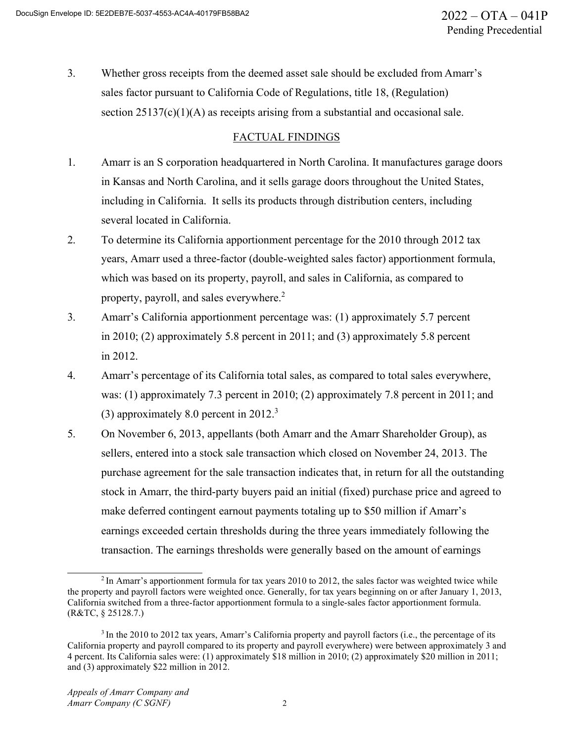3. Whether gross receipts from the deemed asset sale should be excluded from Amarr's sales factor pursuant to California Code of Regulations, title 18, (Regulation) section 25137(c)(1)(A) as receipts arising from a substantial and occasional sale.

## FACTUAL FINDINGS

1. Amarr is an S corporation headquartered in North Carolina. It manufactures garage doors in Kansas and North Carolina, and it sells garage doors throughout the United States, including in California. It sells its products through distribution centers, including several located in California.
2. To determine its California apportionment percentage for the 2010 through 2012 tax years, Amarr used a three-factor (double-weighted sales factor) apportionment formula, which was based on its property, payroll, and sales in California, as compared to property, payroll, and sales everywhere.[2]
3. Amarr's California apportionment percentage was: (1) approximately 5.7 percent in 2010; (2) approximately 5.8 percent in 2011; and (3) approximately 5.8 percent in 2012.
4. Amarr's percentage of its California total sales, as compared to total sales everywhere, was: (1) approximately 7.3 percent in 2010; (2) approximately 7.8 percent in 2011; and (3) approximately 8.0 percent in 2012.[3]
5. On November 6, 2013, appellants (both Amarr and the Amarr Shareholder Group), as sellers, entered into a stock sale transaction which closed on November 24, 2013. The purchase agreement for the sale transaction indicates that, in return for all the outstanding stock in Amarr, the third-party buyers paid an initial (fixed) purchase price and agreed to make deferred contingent earnout payments totaling up to $50 million if Amarr's earnings exceeded certain thresholds during the three years immediately following the transaction. The earnings thresholds were generally based on the amount of earnings

---

[2] In Amarr's apportionment formula for tax years 2010 to 2012, the sales factor was weighted twice while the property and payroll factors were weighted once. Generally, for tax years beginning on or after January 1, 2013, California switched from a three-factor apportionment formula to a single-sales factor apportionment formula. (R&TC, § 25128.7.)

[3] In the 2010 to 2012 tax years, Amarr's California property and payroll factors (i.e., the percentage of its California property and payroll compared to its property and payroll everywhere) were between approximately 3 and 4 percent. Its California sales were: (1) approximately $18 million in 2010; (2) approximately $20 million in 2011; and (3) approximately $22 million in 2012.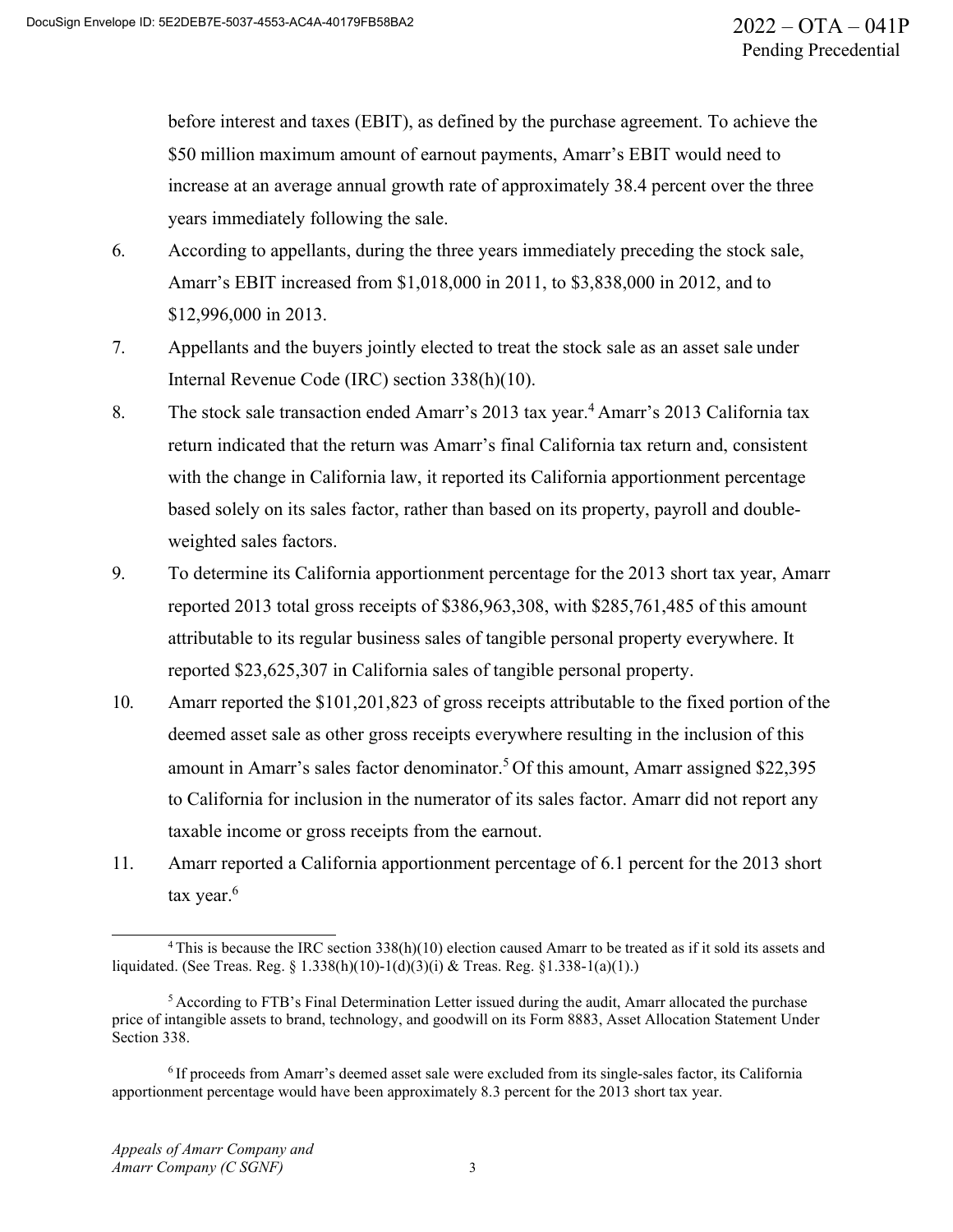before interest and taxes (EBIT), as defined by the purchase agreement. To achieve the $50 million maximum amount of earnout payments, Amarr's EBIT would need to increase at an average annual growth rate of approximately 38.4 percent over the three years immediately following the sale.

6. According to appellants, during the three years immediately preceding the stock sale, Amarr's EBIT increased from $1,018,000 in 2011, to $3,838,000 in 2012, and to $12,996,000 in 2013.
7. Appellants and the buyers jointly elected to treat the stock sale as an asset sale under Internal Revenue Code (IRC) section 338(h)(10).
8. The stock sale transaction ended Amarr's 2013 tax year.[4] Amarr's 2013 California tax return indicated that the return was Amarr's final California tax return and, consistent with the change in California law, it reported its California apportionment percentage based solely on its sales factor, rather than based on its property, payroll and double-weighted sales factors.
9. To determine its California apportionment percentage for the 2013 short tax year, Amarr reported 2013 total gross receipts of $386,963,308, with $285,761,485 of this amount attributable to its regular business sales of tangible personal property everywhere. It reported $23,625,307 in California sales of tangible personal property.
10. Amarr reported the $101,201,823 of gross receipts attributable to the fixed portion of the deemed asset sale as other gross receipts everywhere resulting in the inclusion of this amount in Amarr's sales factor denominator.[5] Of this amount, Amarr assigned $22,395 to California for inclusion in the numerator of its sales factor. Amarr did not report any taxable income or gross receipts from the earnout.
11. Amarr reported a California apportionment percentage of 6.1 percent for the 2013 short tax year.[6]

---

[4] This is because the IRC section 338(h)(10) election caused Amarr to be treated as if it sold its assets and liquidated. (See Treas. Reg. § 1.338(h)(10)-1(d)(3)(i) & Treas. Reg. §1.338-1(a)(1).)

[5] According to FTB's Final Determination Letter issued during the audit, Amarr allocated the purchase price of intangible assets to brand, technology, and goodwill on its Form 8883, Asset Allocation Statement Under Section 338.

[6] If proceeds from Amarr's deemed asset sale were excluded from its single-sales factor, its California apportionment percentage would have been approximately 8.3 percent for the 2013 short tax year.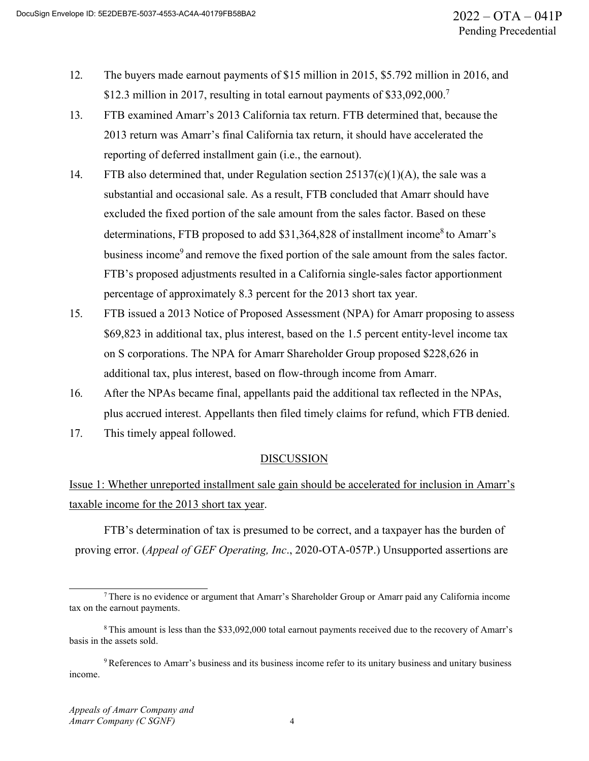12. The buyers made earnout payments of $15 million in 2015, $5.792 million in 2016, and $12.3 million in 2017, resulting in total earnout payments of $33,092,000.[7]

13. FTB examined Amarr's 2013 California tax return. FTB determined that, because the 2013 return was Amarr's final California tax return, it should have accelerated the reporting of deferred installment gain (i.e., the earnout).

14. FTB also determined that, under Regulation section 25137(c)(1)(A), the sale was a substantial and occasional sale. As a result, FTB concluded that Amarr should have excluded the fixed portion of the sale amount from the sales factor. Based on these determinations, FTB proposed to add $31,364,828 of installment income[8] to Amarr's business income[9] and remove the fixed portion of the sale amount from the sales factor. FTB's proposed adjustments resulted in a California single-sales factor apportionment percentage of approximately 8.3 percent for the 2013 short tax year.

15. FTB issued a 2013 Notice of Proposed Assessment (NPA) for Amarr proposing to assess $69,823 in additional tax, plus interest, based on the 1.5 percent entity-level income tax on S corporations. The NPA for Amarr Shareholder Group proposed $228,626 in additional tax, plus interest, based on flow-through income from Amarr.

16. After the NPAs became final, appellants paid the additional tax reflected in the NPAs, plus accrued interest. Appellants then filed timely claims for refund, which FTB denied.

17. This timely appeal followed.

## DISCUSSION

<u>Issue 1: Whether unreported installment sale gain should be accelerated for inclusion in Amarr's taxable income for the 2013 short tax year</u>.

FTB's determination of tax is presumed to be correct, and a taxpayer has the burden of proving error. (*Appeal of GEF Operating, Inc*., 2020-OTA-057P.) Unsupported assertions are

---

[7] There is no evidence or argument that Amarr's Shareholder Group or Amarr paid any California income tax on the earnout payments.

[8] This amount is less than the $33,092,000 total earnout payments received due to the recovery of Amarr's basis in the assets sold.

[9] References to Amarr's business and its business income refer to its unitary business and unitary business income.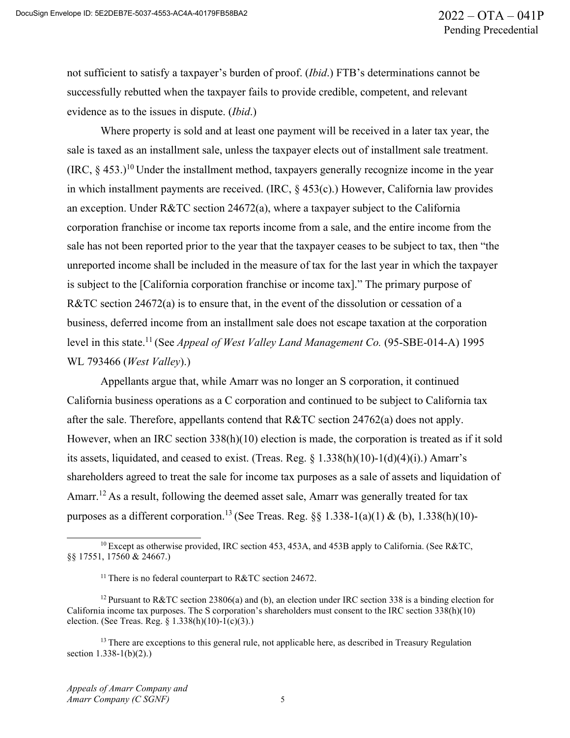not sufficient to satisfy a taxpayer's burden of proof. (*Ibid*.) FTB's determinations cannot be successfully rebutted when the taxpayer fails to provide credible, competent, and relevant evidence as to the issues in dispute. (*Ibid*.)

Where property is sold and at least one payment will be received in a later tax year, the sale is taxed as an installment sale, unless the taxpayer elects out of installment sale treatment. (IRC, § 453.)[10] Under the installment method, taxpayers generally recognize income in the year in which installment payments are received. (IRC, § 453(c).) However, California law provides an exception. Under R&TC section 24672(a), where a taxpayer subject to the California corporation franchise or income tax reports income from a sale, and the entire income from the sale has not been reported prior to the year that the taxpayer ceases to be subject to tax, then "the unreported income shall be included in the measure of tax for the last year in which the taxpayer is subject to the [California corporation franchise or income tax]." The primary purpose of R&TC section 24672(a) is to ensure that, in the event of the dissolution or cessation of a business, deferred income from an installment sale does not escape taxation at the corporation level in this state.[11] (See *Appeal of West Valley Land Management Co.* (95-SBE-014-A) 1995 WL 793466 (*West Valley*).)

Appellants argue that, while Amarr was no longer an S corporation, it continued California business operations as a C corporation and continued to be subject to California tax after the sale. Therefore, appellants contend that R&TC section 24762(a) does not apply. However, when an IRC section 338(h)(10) election is made, the corporation is treated as if it sold its assets, liquidated, and ceased to exist. (Treas. Reg. § 1.338(h)(10)-1(d)(4)(i).) Amarr's shareholders agreed to treat the sale for income tax purposes as a sale of assets and liquidation of Amarr.[12] As a result, following the deemed asset sale, Amarr was generally treated for tax purposes as a different corporation.[13] (See Treas. Reg. §§ 1.338-1(a)(1) & (b), 1.338(h)(10)-

---

[10] Except as otherwise provided, IRC section 453, 453A, and 453B apply to California. (See R&TC, §§ 17551, 17560 & 24667.)

[11] There is no federal counterpart to R&TC section 24672.

[12] Pursuant to R&TC section 23806(a) and (b), an election under IRC section 338 is a binding election for California income tax purposes. The S corporation's shareholders must consent to the IRC section 338(h)(10) election. (See Treas. Reg. § 1.338(h)(10)-1(c)(3).)

[13] There are exceptions to this general rule, not applicable here, as described in Treasury Regulation section 1.338-1(b)(2).)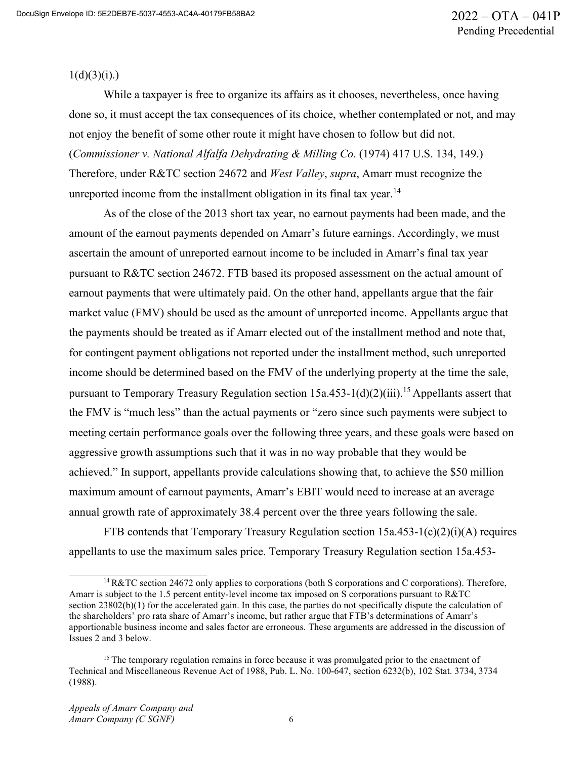1(d)(3)(i).)

While a taxpayer is free to organize its affairs as it chooses, nevertheless, once having done so, it must accept the tax consequences of its choice, whether contemplated or not, and may not enjoy the benefit of some other route it might have chosen to follow but did not. (*Commissioner v. National Alfalfa Dehydrating & Milling Co*. (1974) 417 U.S. 134, 149.) Therefore, under R&TC section 24672 and *West Valley*, *supra*, Amarr must recognize the unreported income from the installment obligation in its final tax year.[14]

As of the close of the 2013 short tax year, no earnout payments had been made, and the amount of the earnout payments depended on Amarr's future earnings. Accordingly, we must ascertain the amount of unreported earnout income to be included in Amarr's final tax year pursuant to R&TC section 24672. FTB based its proposed assessment on the actual amount of earnout payments that were ultimately paid. On the other hand, appellants argue that the fair market value (FMV) should be used as the amount of unreported income. Appellants argue that the payments should be treated as if Amarr elected out of the installment method and note that, for contingent payment obligations not reported under the installment method, such unreported income should be determined based on the FMV of the underlying property at the time the sale, pursuant to Temporary Treasury Regulation section 15a.453-1(d)(2)(iii).[15] Appellants assert that the FMV is "much less" than the actual payments or "zero since such payments were subject to meeting certain performance goals over the following three years, and these goals were based on aggressive growth assumptions such that it was in no way probable that they would be achieved." In support, appellants provide calculations showing that, to achieve the $50 million maximum amount of earnout payments, Amarr's EBIT would need to increase at an average annual growth rate of approximately 38.4 percent over the three years following the sale.

FTB contends that Temporary Treasury Regulation section 15a.453-1(c)(2)(i)(A) requires appellants to use the maximum sales price. Temporary Treasury Regulation section 15a.453-

[14] R&TC section 24672 only applies to corporations (both S corporations and C corporations). Therefore, Amarr is subject to the 1.5 percent entity-level income tax imposed on S corporations pursuant to R&TC section 23802(b)(1) for the accelerated gain. In this case, the parties do not specifically dispute the calculation of the shareholders' pro rata share of Amarr's income, but rather argue that FTB's determinations of Amarr's apportionable business income and sales factor are erroneous. These arguments are addressed in the discussion of Issues 2 and 3 below.

[15] The temporary regulation remains in force because it was promulgated prior to the enactment of Technical and Miscellaneous Revenue Act of 1988, Pub. L. No. 100-647, section 6232(b), 102 Stat. 3734, 3734 (1988).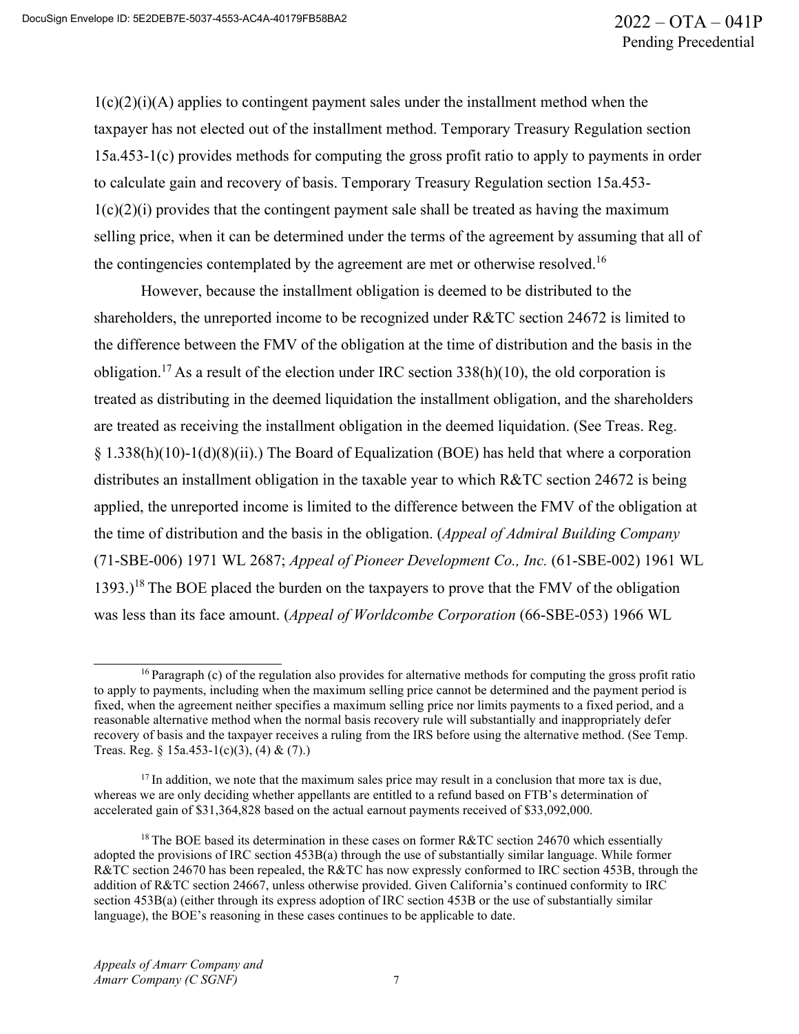1(c)(2)(i)(A) applies to contingent payment sales under the installment method when the taxpayer has not elected out of the installment method. Temporary Treasury Regulation section 15a.453-1(c) provides methods for computing the gross profit ratio to apply to payments in order to calculate gain and recovery of basis. Temporary Treasury Regulation section 15a.453-1(c)(2)(i) provides that the contingent payment sale shall be treated as having the maximum selling price, when it can be determined under the terms of the agreement by assuming that all of the contingencies contemplated by the agreement are met or otherwise resolved.[16]

However, because the installment obligation is deemed to be distributed to the shareholders, the unreported income to be recognized under R&TC section 24672 is limited to the difference between the FMV of the obligation at the time of distribution and the basis in the obligation.[17] As a result of the election under IRC section 338(h)(10), the old corporation is treated as distributing in the deemed liquidation the installment obligation, and the shareholders are treated as receiving the installment obligation in the deemed liquidation. (See Treas. Reg. § 1.338(h)(10)-1(d)(8)(ii).) The Board of Equalization (BOE) has held that where a corporation distributes an installment obligation in the taxable year to which R&TC section 24672 is being applied, the unreported income is limited to the difference between the FMV of the obligation at the time of distribution and the basis in the obligation. (*Appeal of Admiral Building Company* (71-SBE-006) 1971 WL 2687; *Appeal of Pioneer Development Co., Inc.* (61-SBE-002) 1961 WL 1393.)[18] The BOE placed the burden on the taxpayers to prove that the FMV of the obligation was less than its face amount. (*Appeal of Worldcombe Corporation* (66-SBE-053) 1966 WL

---

[16] Paragraph (c) of the regulation also provides for alternative methods for computing the gross profit ratio to apply to payments, including when the maximum selling price cannot be determined and the payment period is fixed, when the agreement neither specifies a maximum selling price nor limits payments to a fixed period, and a reasonable alternative method when the normal basis recovery rule will substantially and inappropriately defer recovery of basis and the taxpayer receives a ruling from the IRS before using the alternative method. (See Temp. Treas. Reg. § 15a.453-1(c)(3), (4) & (7).)

[17] In addition, we note that the maximum sales price may result in a conclusion that more tax is due, whereas we are only deciding whether appellants are entitled to a refund based on FTB's determination of accelerated gain of $31,364,828 based on the actual earnout payments received of $33,092,000.

[18] The BOE based its determination in these cases on former R&TC section 24670 which essentially adopted the provisions of IRC section 453B(a) through the use of substantially similar language. While former R&TC section 24670 has been repealed, the R&TC has now expressly conformed to IRC section 453B, through the addition of R&TC section 24667, unless otherwise provided. Given California's continued conformity to IRC section 453B(a) (either through its express adoption of IRC section 453B or the use of substantially similar language), the BOE's reasoning in these cases continues to be applicable to date.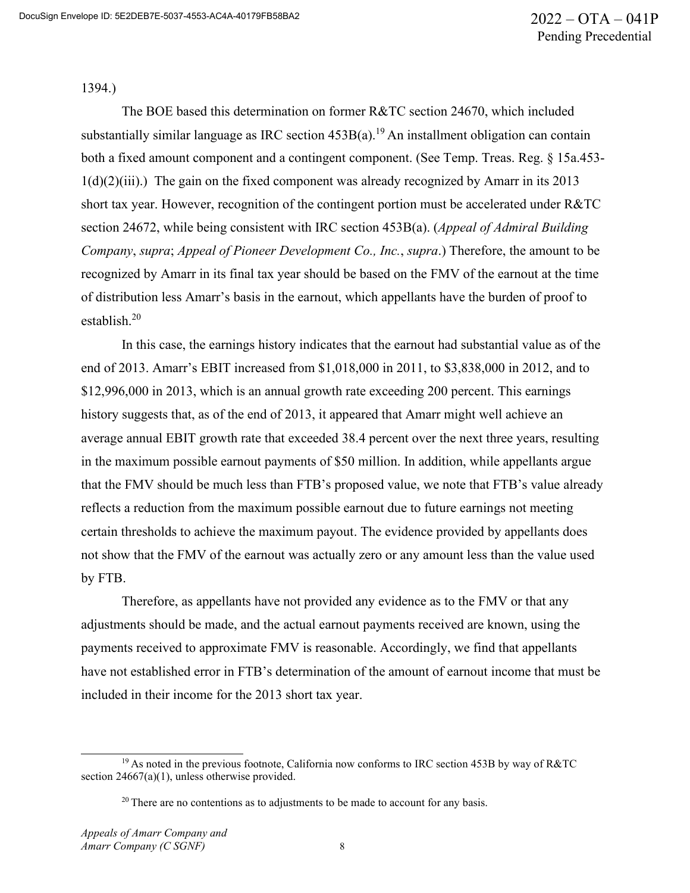1394.)

The BOE based this determination on former R&TC section 24670, which included substantially similar language as IRC section 453B(a).[19] An installment obligation can contain both a fixed amount component and a contingent component. (See Temp. Treas. Reg. § 15a.453-1(d)(2)(iii).) The gain on the fixed component was already recognized by Amarr in its 2013 short tax year. However, recognition of the contingent portion must be accelerated under R&TC section 24672, while being consistent with IRC section 453B(a). (*Appeal of Admiral Building Company*, *supra*; *Appeal of Pioneer Development Co., Inc.*, *supra*.) Therefore, the amount to be recognized by Amarr in its final tax year should be based on the FMV of the earnout at the time of distribution less Amarr's basis in the earnout, which appellants have the burden of proof to establish.[20]

In this case, the earnings history indicates that the earnout had substantial value as of the end of 2013. Amarr's EBIT increased from $1,018,000 in 2011, to $3,838,000 in 2012, and to $12,996,000 in 2013, which is an annual growth rate exceeding 200 percent. This earnings history suggests that, as of the end of 2013, it appeared that Amarr might well achieve an average annual EBIT growth rate that exceeded 38.4 percent over the next three years, resulting in the maximum possible earnout payments of $50 million. In addition, while appellants argue that the FMV should be much less than FTB's proposed value, we note that FTB's value already reflects a reduction from the maximum possible earnout due to future earnings not meeting certain thresholds to achieve the maximum payout. The evidence provided by appellants does not show that the FMV of the earnout was actually zero or any amount less than the value used by FTB.

Therefore, as appellants have not provided any evidence as to the FMV or that any adjustments should be made, and the actual earnout payments received are known, using the payments received to approximate FMV is reasonable. Accordingly, we find that appellants have not established error in FTB's determination of the amount of earnout income that must be included in their income for the 2013 short tax year.

[19] As noted in the previous footnote, California now conforms to IRC section 453B by way of R&TC section 24667(a)(1), unless otherwise provided.

[20] There are no contentions as to adjustments to be made to account for any basis.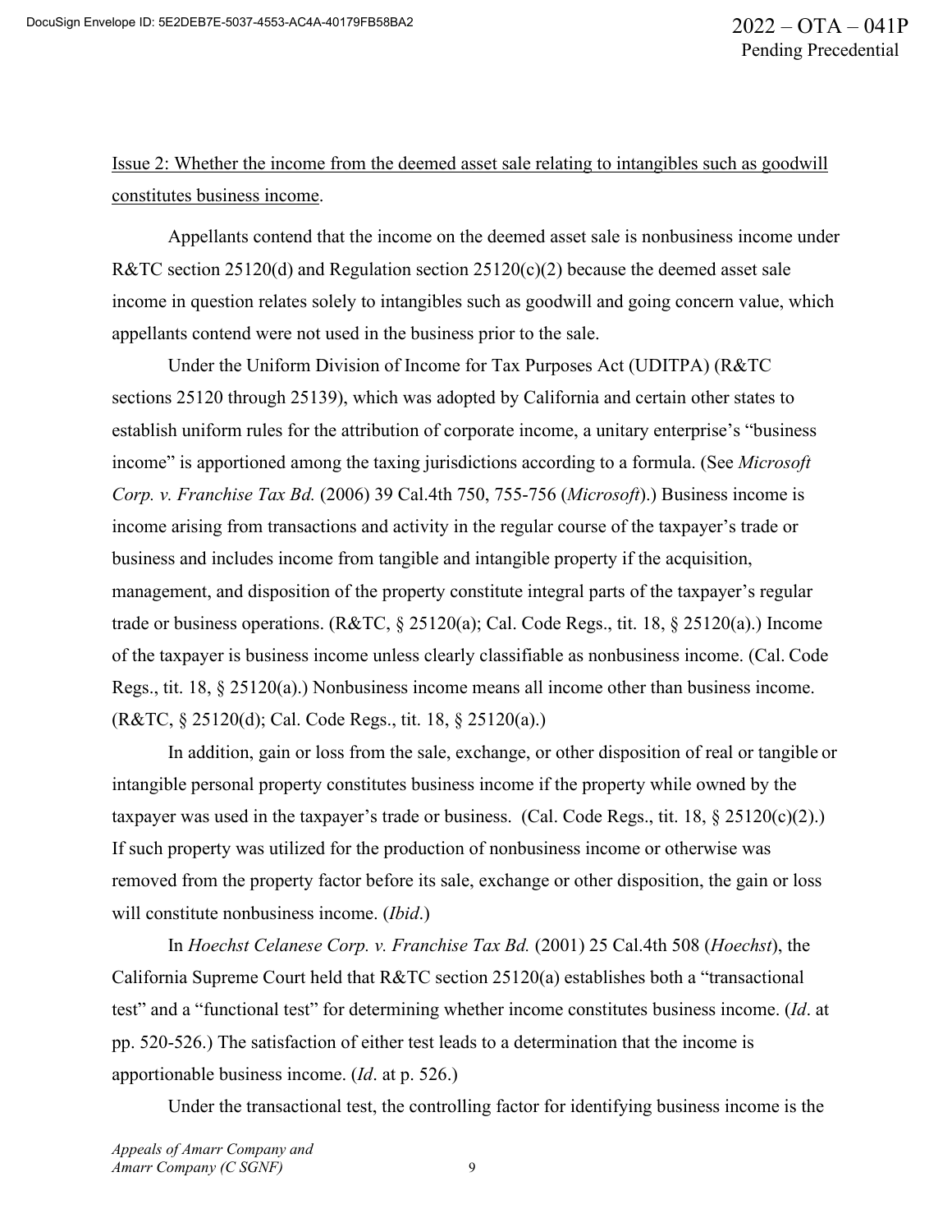Issue 2: Whether the income from the deemed asset sale relating to intangibles such as goodwill constitutes business income.

Appellants contend that the income on the deemed asset sale is nonbusiness income under R&TC section 25120(d) and Regulation section 25120(c)(2) because the deemed asset sale income in question relates solely to intangibles such as goodwill and going concern value, which appellants contend were not used in the business prior to the sale.

Under the Uniform Division of Income for Tax Purposes Act (UDITPA) (R&TC sections 25120 through 25139), which was adopted by California and certain other states to establish uniform rules for the attribution of corporate income, a unitary enterprise's "business income" is apportioned among the taxing jurisdictions according to a formula. (See *Microsoft Corp. v. Franchise Tax Bd.* (2006) 39 Cal.4th 750, 755-756 (*Microsoft*).) Business income is income arising from transactions and activity in the regular course of the taxpayer's trade or business and includes income from tangible and intangible property if the acquisition, management, and disposition of the property constitute integral parts of the taxpayer's regular trade or business operations. (R&TC, § 25120(a); Cal. Code Regs., tit. 18, § 25120(a).) Income of the taxpayer is business income unless clearly classifiable as nonbusiness income. (Cal. Code Regs., tit. 18, § 25120(a).) Nonbusiness income means all income other than business income. (R&TC, § 25120(d); Cal. Code Regs., tit. 18, § 25120(a).)

In addition, gain or loss from the sale, exchange, or other disposition of real or tangible or intangible personal property constitutes business income if the property while owned by the taxpayer was used in the taxpayer's trade or business. (Cal. Code Regs., tit. 18, § 25120(c)(2).) If such property was utilized for the production of nonbusiness income or otherwise was removed from the property factor before its sale, exchange or other disposition, the gain or loss will constitute nonbusiness income. (*Ibid*.)

In *Hoechst Celanese Corp. v. Franchise Tax Bd.* (2001) 25 Cal.4th 508 (*Hoechst*), the California Supreme Court held that R&TC section 25120(a) establishes both a "transactional test" and a "functional test" for determining whether income constitutes business income. (*Id*. at pp. 520-526.) The satisfaction of either test leads to a determination that the income is apportionable business income. (*Id*. at p. 526.)

Under the transactional test, the controlling factor for identifying business income is the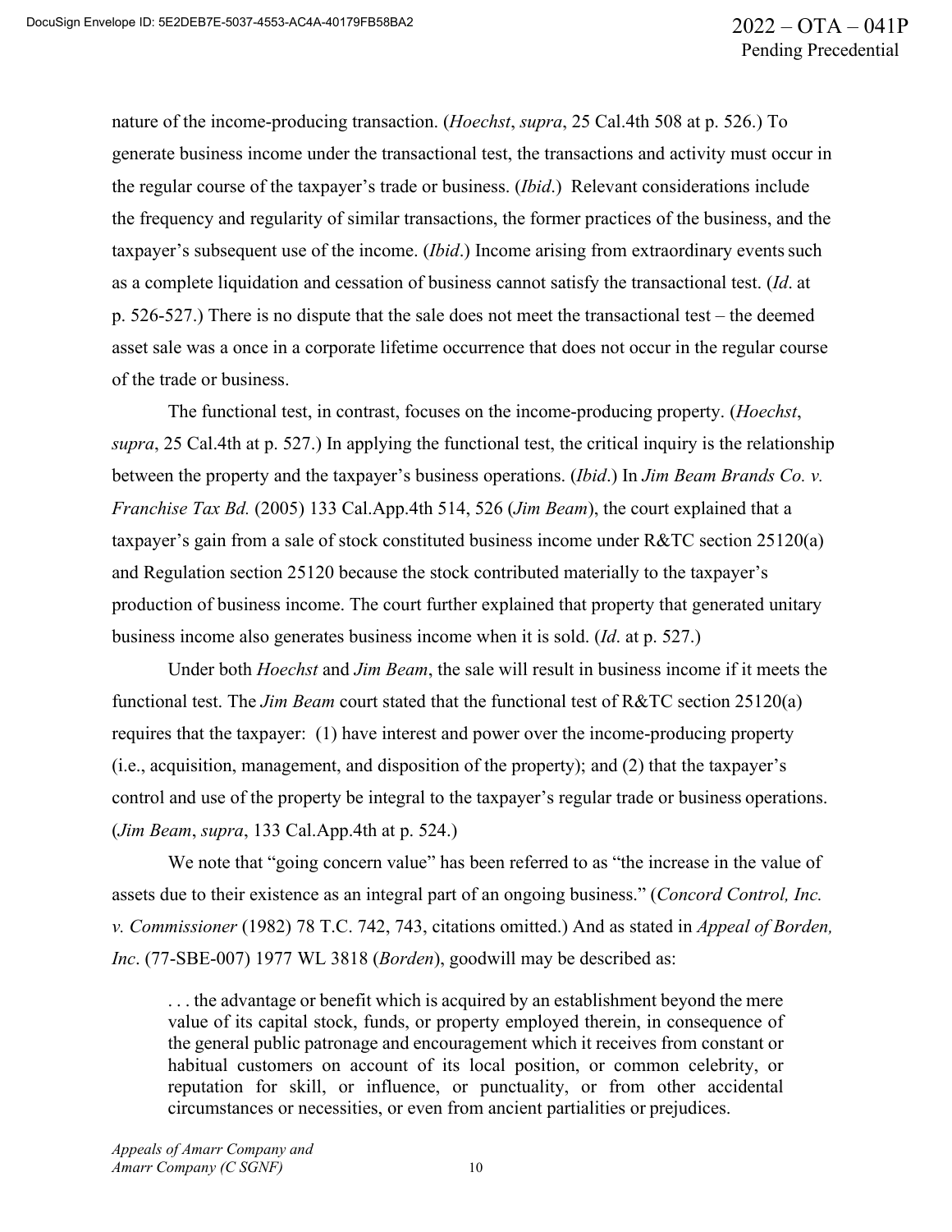nature of the income-producing transaction. (*Hoechst*, *supra*, 25 Cal.4th 508 at p. 526.) To generate business income under the transactional test, the transactions and activity must occur in the regular course of the taxpayer's trade or business. (*Ibid*.) Relevant considerations include the frequency and regularity of similar transactions, the former practices of the business, and the taxpayer's subsequent use of the income. (*Ibid*.) Income arising from extraordinary events such as a complete liquidation and cessation of business cannot satisfy the transactional test. (*Id*. at p. 526-527.) There is no dispute that the sale does not meet the transactional test – the deemed asset sale was a once in a corporate lifetime occurrence that does not occur in the regular course of the trade or business.

The functional test, in contrast, focuses on the income-producing property. (*Hoechst*, *supra*, 25 Cal.4th at p. 527.) In applying the functional test, the critical inquiry is the relationship between the property and the taxpayer's business operations. (*Ibid*.) In *Jim Beam Brands Co. v. Franchise Tax Bd.* (2005) 133 Cal.App.4th 514, 526 (*Jim Beam*), the court explained that a taxpayer's gain from a sale of stock constituted business income under R&TC section 25120(a) and Regulation section 25120 because the stock contributed materially to the taxpayer's production of business income. The court further explained that property that generated unitary business income also generates business income when it is sold. (*Id*. at p. 527.)

Under both *Hoechst* and *Jim Beam*, the sale will result in business income if it meets the functional test. The *Jim Beam* court stated that the functional test of R&TC section 25120(a) requires that the taxpayer: (1) have interest and power over the income-producing property (i.e., acquisition, management, and disposition of the property); and (2) that the taxpayer's control and use of the property be integral to the taxpayer's regular trade or business operations. (*Jim Beam*, *supra*, 133 Cal.App.4th at p. 524.)

We note that "going concern value" has been referred to as "the increase in the value of assets due to their existence as an integral part of an ongoing business." (*Concord Control, Inc. v. Commissioner* (1982) 78 T.C. 742, 743, citations omitted.) And as stated in *Appeal of Borden, Inc*. (77-SBE-007) 1977 WL 3818 (*Borden*), goodwill may be described as:

> . . . the advantage or benefit which is acquired by an establishment beyond the mere value of its capital stock, funds, or property employed therein, in consequence of the general public patronage and encouragement which it receives from constant or habitual customers on account of its local position, or common celebrity, or reputation for skill, or influence, or punctuality, or from other accidental circumstances or necessities, or even from ancient partialities or prejudices.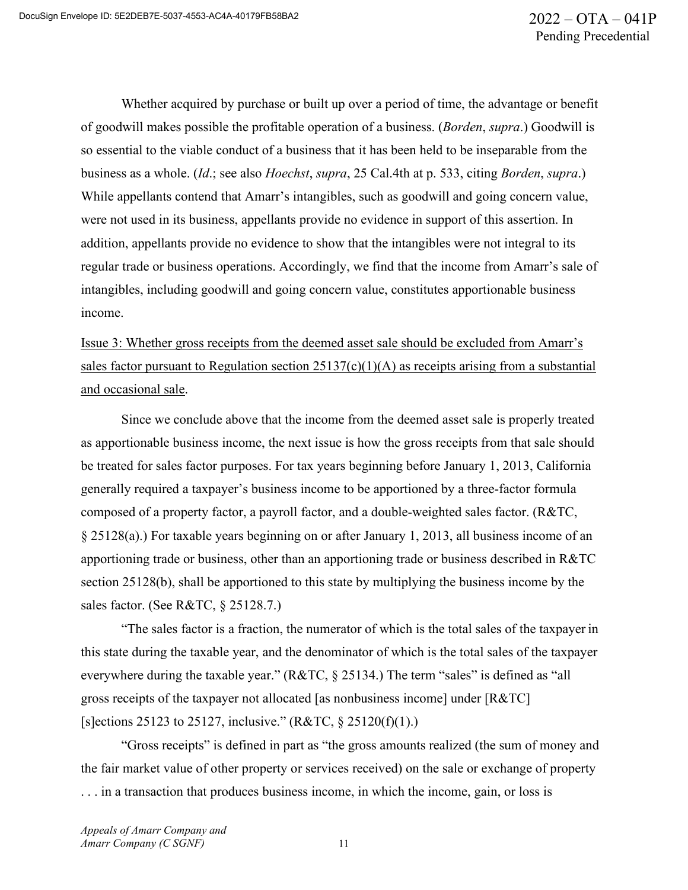Whether acquired by purchase or built up over a period of time, the advantage or benefit of goodwill makes possible the profitable operation of a business. (*Borden*, *supra*.) Goodwill is so essential to the viable conduct of a business that it has been held to be inseparable from the business as a whole. (*Id*.; see also *Hoechst*, *supra*, 25 Cal.4th at p. 533, citing *Borden*, *supra*.) While appellants contend that Amarr's intangibles, such as goodwill and going concern value, were not used in its business, appellants provide no evidence in support of this assertion. In addition, appellants provide no evidence to show that the intangibles were not integral to its regular trade or business operations. Accordingly, we find that the income from Amarr's sale of intangibles, including goodwill and going concern value, constitutes apportionable business income.

<u>Issue 3: Whether gross receipts from the deemed asset sale should be excluded from Amarr's sales factor pursuant to Regulation section 25137(c)(1)(A) as receipts arising from a substantial and occasional sale</u>.

Since we conclude above that the income from the deemed asset sale is properly treated as apportionable business income, the next issue is how the gross receipts from that sale should be treated for sales factor purposes. For tax years beginning before January 1, 2013, California generally required a taxpayer's business income to be apportioned by a three-factor formula composed of a property factor, a payroll factor, and a double-weighted sales factor. (R&TC, § 25128(a).) For taxable years beginning on or after January 1, 2013, all business income of an apportioning trade or business, other than an apportioning trade or business described in R&TC section 25128(b), shall be apportioned to this state by multiplying the business income by the sales factor. (See R&TC, § 25128.7.)

"The sales factor is a fraction, the numerator of which is the total sales of the taxpayer in this state during the taxable year, and the denominator of which is the total sales of the taxpayer everywhere during the taxable year." (R&TC, § 25134.) The term "sales" is defined as "all gross receipts of the taxpayer not allocated [as nonbusiness income] under [R&TC] [s]ections 25123 to 25127, inclusive." (R&TC, § 25120(f)(1).)

"Gross receipts" is defined in part as "the gross amounts realized (the sum of money and the fair market value of other property or services received) on the sale or exchange of property . . . in a transaction that produces business income, in which the income, gain, or loss is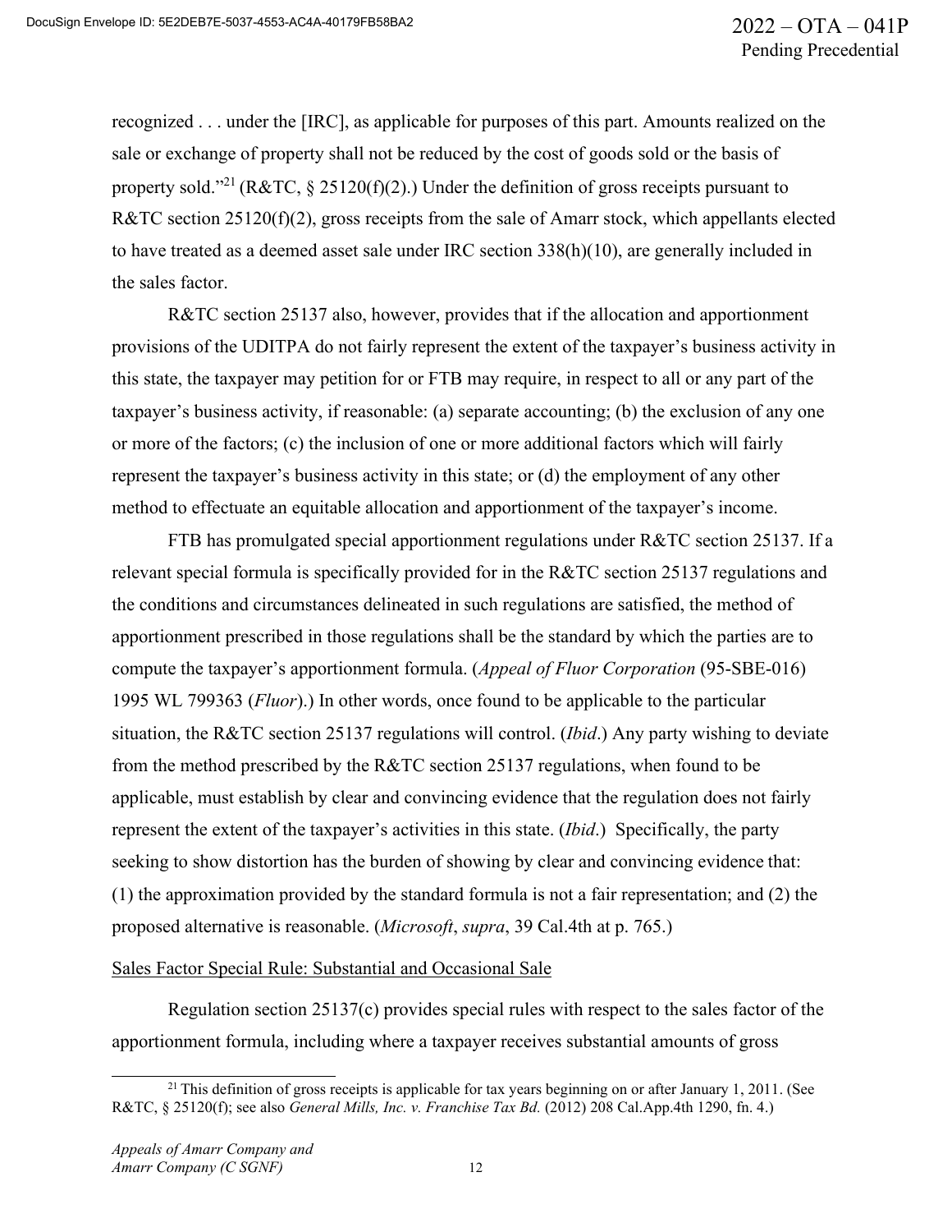recognized . . . under the [IRC], as applicable for purposes of this part. Amounts realized on the sale or exchange of property shall not be reduced by the cost of goods sold or the basis of property sold."[21] (R&TC, § 25120(f)(2).) Under the definition of gross receipts pursuant to R&TC section 25120(f)(2), gross receipts from the sale of Amarr stock, which appellants elected to have treated as a deemed asset sale under IRC section 338(h)(10), are generally included in the sales factor.

R&TC section 25137 also, however, provides that if the allocation and apportionment provisions of the UDITPA do not fairly represent the extent of the taxpayer's business activity in this state, the taxpayer may petition for or FTB may require, in respect to all or any part of the taxpayer's business activity, if reasonable: (a) separate accounting; (b) the exclusion of any one or more of the factors; (c) the inclusion of one or more additional factors which will fairly represent the taxpayer's business activity in this state; or (d) the employment of any other method to effectuate an equitable allocation and apportionment of the taxpayer's income.

FTB has promulgated special apportionment regulations under R&TC section 25137. If a relevant special formula is specifically provided for in the R&TC section 25137 regulations and the conditions and circumstances delineated in such regulations are satisfied, the method of apportionment prescribed in those regulations shall be the standard by which the parties are to compute the taxpayer's apportionment formula. (*Appeal of Fluor Corporation* (95-SBE-016) 1995 WL 799363 (*Fluor*).) In other words, once found to be applicable to the particular situation, the R&TC section 25137 regulations will control. (*Ibid*.) Any party wishing to deviate from the method prescribed by the R&TC section 25137 regulations, when found to be applicable, must establish by clear and convincing evidence that the regulation does not fairly represent the extent of the taxpayer's activities in this state. (*Ibid*.) Specifically, the party seeking to show distortion has the burden of showing by clear and convincing evidence that: (1) the approximation provided by the standard formula is not a fair representation; and (2) the proposed alternative is reasonable. (*Microsoft*, *supra*, 39 Cal.4th at p. 765.)

<u>Sales Factor Special Rule: Substantial and Occasional Sale</u>

Regulation section 25137(c) provides special rules with respect to the sales factor of the apportionment formula, including where a taxpayer receives substantial amounts of gross

---

[21] This definition of gross receipts is applicable for tax years beginning on or after January 1, 2011. (See R&TC, § 25120(f); see also *General Mills, Inc. v. Franchise Tax Bd.* (2012) 208 Cal.App.4th 1290, fn. 4.)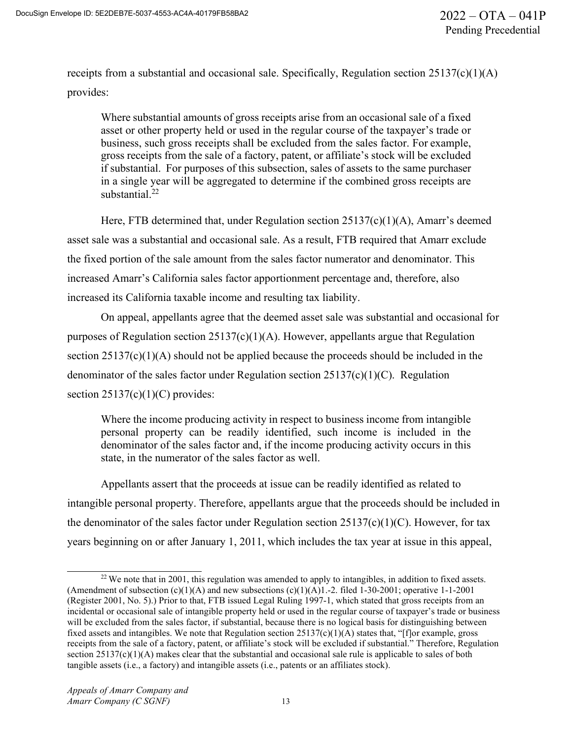receipts from a substantial and occasional sale. Specifically, Regulation section 25137(c)(1)(A) provides:

> Where substantial amounts of gross receipts arise from an occasional sale of a fixed asset or other property held or used in the regular course of the taxpayer's trade or business, such gross receipts shall be excluded from the sales factor. For example, gross receipts from the sale of a factory, patent, or affiliate's stock will be excluded if substantial. For purposes of this subsection, sales of assets to the same purchaser in a single year will be aggregated to determine if the combined gross receipts are substantial.[22]

Here, FTB determined that, under Regulation section 25137(c)(1)(A), Amarr's deemed asset sale was a substantial and occasional sale. As a result, FTB required that Amarr exclude the fixed portion of the sale amount from the sales factor numerator and denominator. This increased Amarr's California sales factor apportionment percentage and, therefore, also increased its California taxable income and resulting tax liability.

On appeal, appellants agree that the deemed asset sale was substantial and occasional for purposes of Regulation section 25137(c)(1)(A). However, appellants argue that Regulation section 25137(c)(1)(A) should not be applied because the proceeds should be included in the denominator of the sales factor under Regulation section 25137(c)(1)(C). Regulation section 25137(c)(1)(C) provides:

> Where the income producing activity in respect to business income from intangible personal property can be readily identified, such income is included in the denominator of the sales factor and, if the income producing activity occurs in this state, in the numerator of the sales factor as well.

Appellants assert that the proceeds at issue can be readily identified as related to intangible personal property. Therefore, appellants argue that the proceeds should be included in the denominator of the sales factor under Regulation section 25137(c)(1)(C). However, for tax years beginning on or after January 1, 2011, which includes the tax year at issue in this appeal,

---

[22] We note that in 2001, this regulation was amended to apply to intangibles, in addition to fixed assets. (Amendment of subsection (c)(1)(A) and new subsections (c)(1)(A)1.-2. filed 1-30-2001; operative 1-1-2001 (Register 2001, No. 5).) Prior to that, FTB issued Legal Ruling 1997-1, which stated that gross receipts from an incidental or occasional sale of intangible property held or used in the regular course of taxpayer's trade or business will be excluded from the sales factor, if substantial, because there is no logical basis for distinguishing between fixed assets and intangibles. We note that Regulation section 25137(c)(1)(A) states that, "[f]or example, gross receipts from the sale of a factory, patent, or affiliate's stock will be excluded if substantial." Therefore, Regulation section 25137(c)(1)(A) makes clear that the substantial and occasional sale rule is applicable to sales of both tangible assets (i.e., a factory) and intangible assets (i.e., patents or an affiliates stock).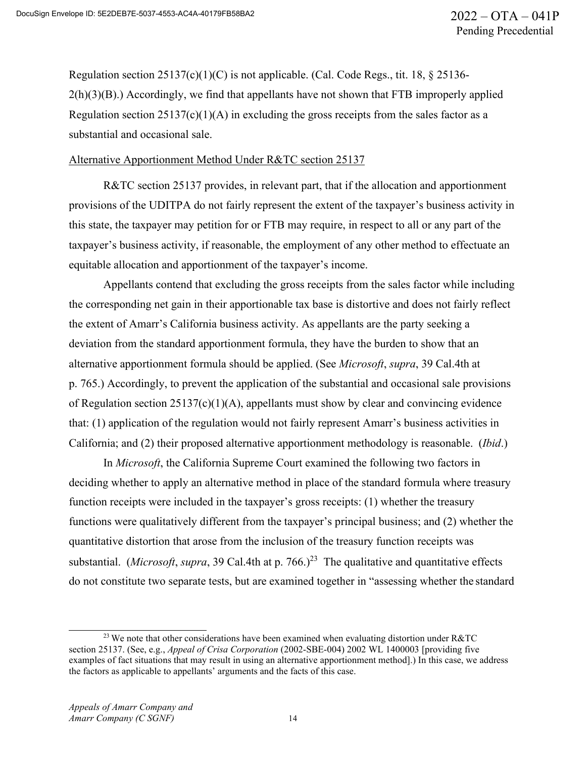Regulation section 25137(c)(1)(C) is not applicable. (Cal. Code Regs., tit. 18, § 25136-2(h)(3)(B).) Accordingly, we find that appellants have not shown that FTB improperly applied Regulation section 25137(c)(1)(A) in excluding the gross receipts from the sales factor as a substantial and occasional sale.

Alternative Apportionment Method Under R&TC section 25137

R&TC section 25137 provides, in relevant part, that if the allocation and apportionment provisions of the UDITPA do not fairly represent the extent of the taxpayer's business activity in this state, the taxpayer may petition for or FTB may require, in respect to all or any part of the taxpayer's business activity, if reasonable, the employment of any other method to effectuate an equitable allocation and apportionment of the taxpayer's income.

Appellants contend that excluding the gross receipts from the sales factor while including the corresponding net gain in their apportionable tax base is distortive and does not fairly reflect the extent of Amarr's California business activity. As appellants are the party seeking a deviation from the standard apportionment formula, they have the burden to show that an alternative apportionment formula should be applied. (See *Microsoft*, *supra*, 39 Cal.4th at p. 765.) Accordingly, to prevent the application of the substantial and occasional sale provisions of Regulation section 25137(c)(1)(A), appellants must show by clear and convincing evidence that: (1) application of the regulation would not fairly represent Amarr's business activities in California; and (2) their proposed alternative apportionment methodology is reasonable. (*Ibid*.)

In *Microsoft*, the California Supreme Court examined the following two factors in deciding whether to apply an alternative method in place of the standard formula where treasury function receipts were included in the taxpayer's gross receipts: (1) whether the treasury functions were qualitatively different from the taxpayer's principal business; and (2) whether the quantitative distortion that arose from the inclusion of the treasury function receipts was substantial. (*Microsoft*, *supra*, 39 Cal.4th at p. 766.)[23] The qualitative and quantitative effects do not constitute two separate tests, but are examined together in "assessing whether the standard

---

[23] We note that other considerations have been examined when evaluating distortion under R&TC section 25137. (See, e.g., *Appeal of Crisa Corporation* (2002-SBE-004) 2002 WL 1400003 [providing five examples of fact situations that may result in using an alternative apportionment method].) In this case, we address the factors as applicable to appellants' arguments and the facts of this case.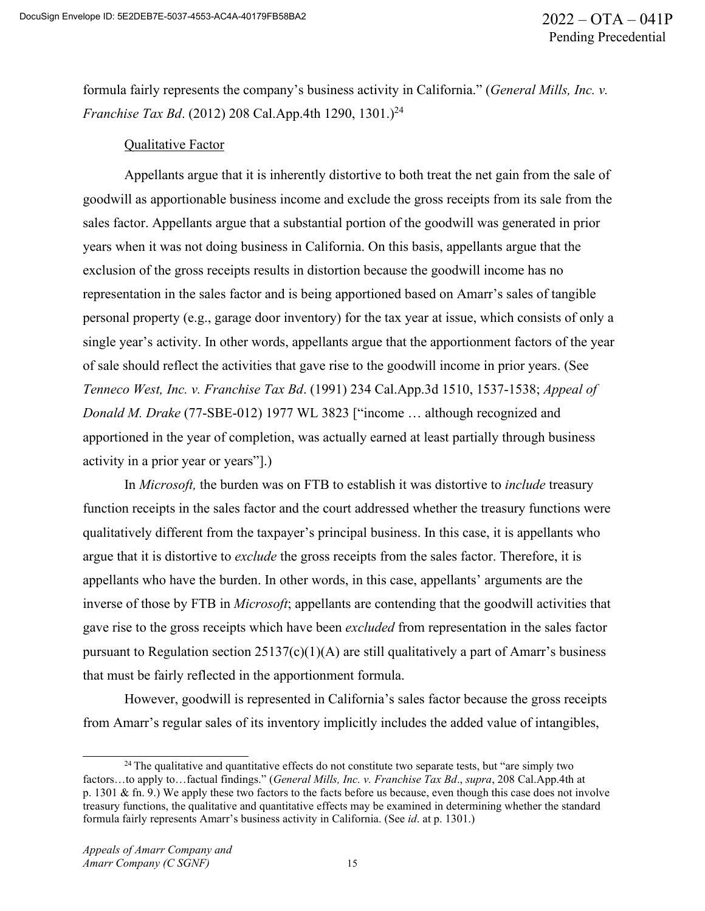formula fairly represents the company's business activity in California." (*General Mills, Inc. v. Franchise Tax Bd*. (2012) 208 Cal.App.4th 1290, 1301.)[24]

Qualitative Factor

Appellants argue that it is inherently distortive to both treat the net gain from the sale of goodwill as apportionable business income and exclude the gross receipts from its sale from the sales factor. Appellants argue that a substantial portion of the goodwill was generated in prior years when it was not doing business in California. On this basis, appellants argue that the exclusion of the gross receipts results in distortion because the goodwill income has no representation in the sales factor and is being apportioned based on Amarr's sales of tangible personal property (e.g., garage door inventory) for the tax year at issue, which consists of only a single year's activity. In other words, appellants argue that the apportionment factors of the year of sale should reflect the activities that gave rise to the goodwill income in prior years. (See *Tenneco West, Inc. v. Franchise Tax Bd*. (1991) 234 Cal.App.3d 1510, 1537-1538; *Appeal of Donald M. Drake* (77-SBE-012) 1977 WL 3823 ["income … although recognized and apportioned in the year of completion, was actually earned at least partially through business activity in a prior year or years"].)

In *Microsoft,* the burden was on FTB to establish it was distortive to *include* treasury function receipts in the sales factor and the court addressed whether the treasury functions were qualitatively different from the taxpayer's principal business. In this case, it is appellants who argue that it is distortive to *exclude* the gross receipts from the sales factor. Therefore, it is appellants who have the burden. In other words, in this case, appellants' arguments are the inverse of those by FTB in *Microsoft*; appellants are contending that the goodwill activities that gave rise to the gross receipts which have been *excluded* from representation in the sales factor pursuant to Regulation section 25137(c)(1)(A) are still qualitatively a part of Amarr's business that must be fairly reflected in the apportionment formula.

However, goodwill is represented in California's sales factor because the gross receipts from Amarr's regular sales of its inventory implicitly includes the added value of intangibles,

[24] The qualitative and quantitative effects do not constitute two separate tests, but "are simply two factors…to apply to…factual findings." (*General Mills, Inc. v. Franchise Tax Bd*., *supra*, 208 Cal.App.4th at p. 1301 & fn. 9.) We apply these two factors to the facts before us because, even though this case does not involve treasury functions, the qualitative and quantitative effects may be examined in determining whether the standard formula fairly represents Amarr's business activity in California. (See *id*. at p. 1301.)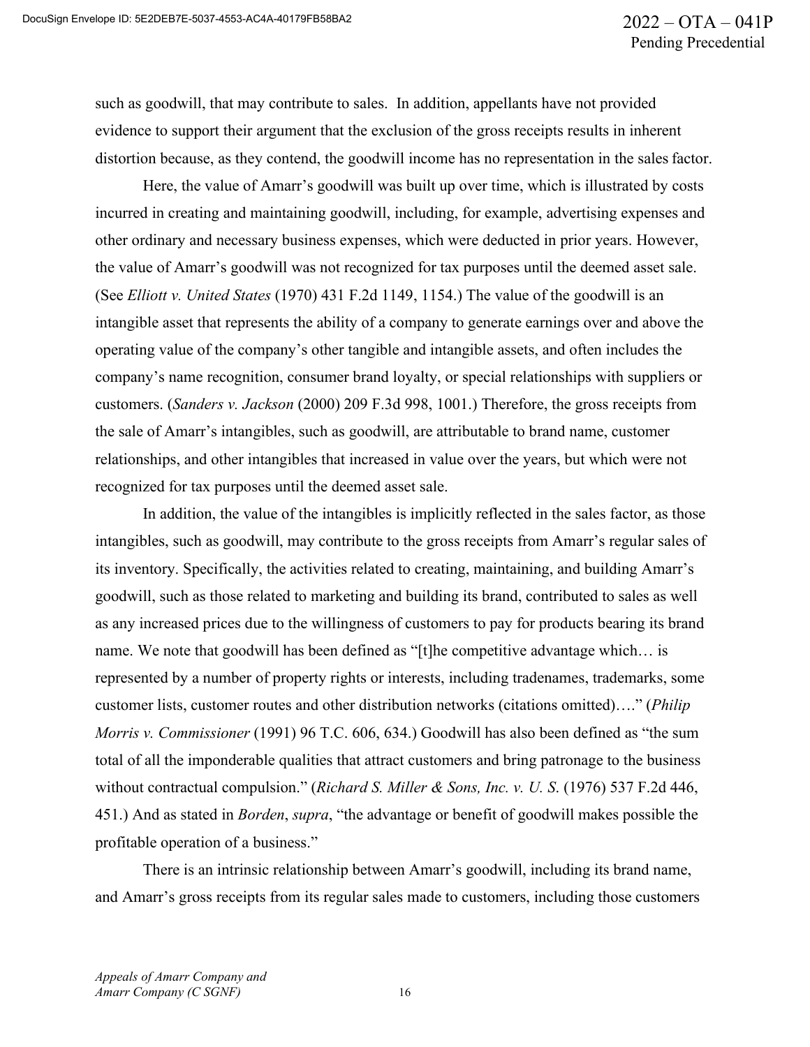such as goodwill, that may contribute to sales. In addition, appellants have not provided evidence to support their argument that the exclusion of the gross receipts results in inherent distortion because, as they contend, the goodwill income has no representation in the sales factor.

Here, the value of Amarr's goodwill was built up over time, which is illustrated by costs incurred in creating and maintaining goodwill, including, for example, advertising expenses and other ordinary and necessary business expenses, which were deducted in prior years. However, the value of Amarr's goodwill was not recognized for tax purposes until the deemed asset sale. (See *Elliott v. United States* (1970) 431 F.2d 1149, 1154.) The value of the goodwill is an intangible asset that represents the ability of a company to generate earnings over and above the operating value of the company's other tangible and intangible assets, and often includes the company's name recognition, consumer brand loyalty, or special relationships with suppliers or customers. (*Sanders v. Jackson* (2000) 209 F.3d 998, 1001.) Therefore, the gross receipts from the sale of Amarr's intangibles, such as goodwill, are attributable to brand name, customer relationships, and other intangibles that increased in value over the years, but which were not recognized for tax purposes until the deemed asset sale.

In addition, the value of the intangibles is implicitly reflected in the sales factor, as those intangibles, such as goodwill, may contribute to the gross receipts from Amarr's regular sales of its inventory. Specifically, the activities related to creating, maintaining, and building Amarr's goodwill, such as those related to marketing and building its brand, contributed to sales as well as any increased prices due to the willingness of customers to pay for products bearing its brand name. We note that goodwill has been defined as "[t]he competitive advantage which… is represented by a number of property rights or interests, including tradenames, trademarks, some customer lists, customer routes and other distribution networks (citations omitted)…." (*Philip Morris v. Commissioner* (1991) 96 T.C. 606, 634.) Goodwill has also been defined as "the sum total of all the imponderable qualities that attract customers and bring patronage to the business without contractual compulsion." (*Richard S. Miller & Sons, Inc. v. U. S.* (1976) 537 F.2d 446, 451.) And as stated in *Borden*, *supra*, "the advantage or benefit of goodwill makes possible the profitable operation of a business."

There is an intrinsic relationship between Amarr's goodwill, including its brand name, and Amarr's gross receipts from its regular sales made to customers, including those customers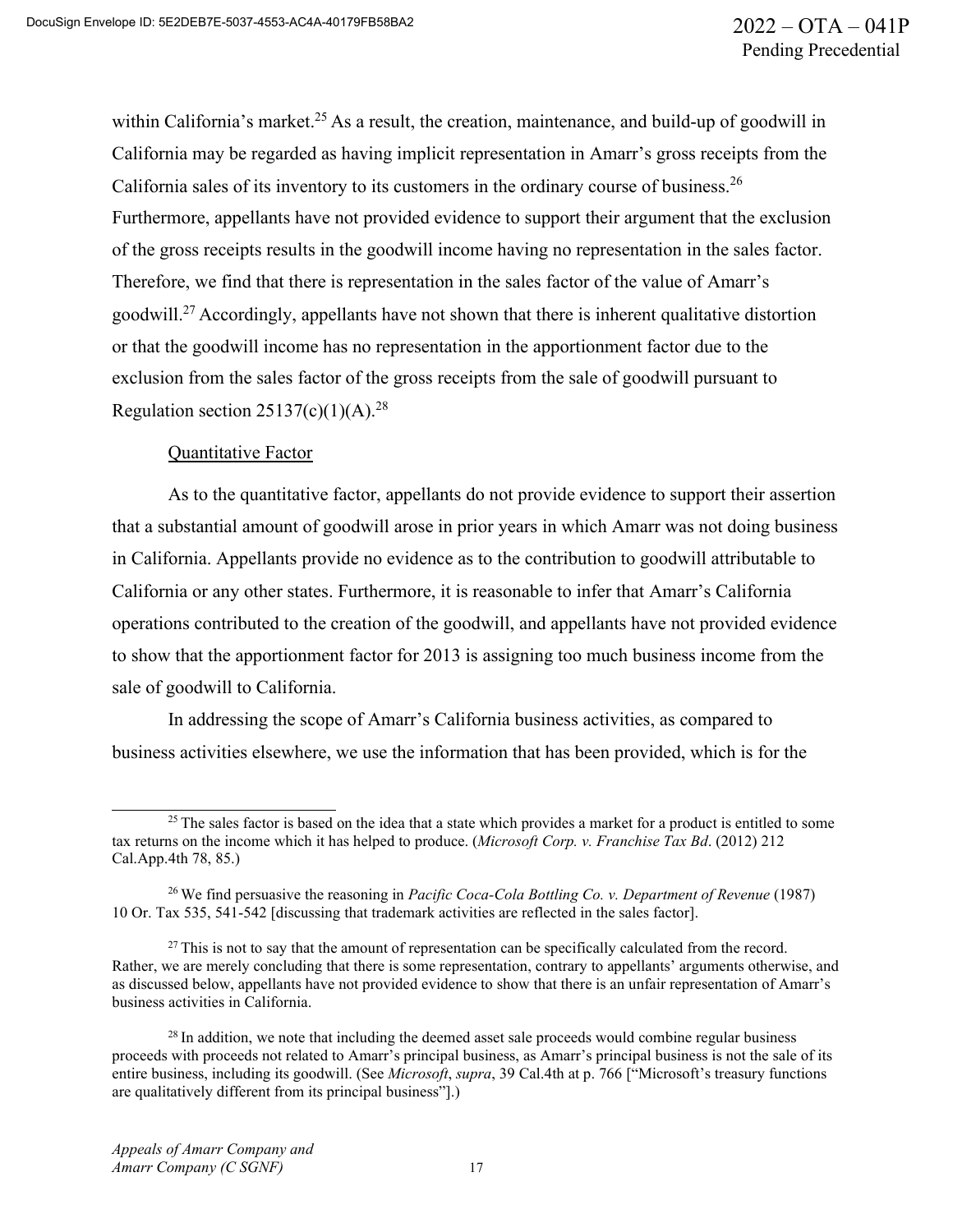within California's market.[25] As a result, the creation, maintenance, and build-up of goodwill in California may be regarded as having implicit representation in Amarr's gross receipts from the California sales of its inventory to its customers in the ordinary course of business.[26] Furthermore, appellants have not provided evidence to support their argument that the exclusion of the gross receipts results in the goodwill income having no representation in the sales factor. Therefore, we find that there is representation in the sales factor of the value of Amarr's goodwill.[27] Accordingly, appellants have not shown that there is inherent qualitative distortion or that the goodwill income has no representation in the apportionment factor due to the exclusion from the sales factor of the gross receipts from the sale of goodwill pursuant to Regulation section 25137(c)(1)(A).[28]

Quantitative Factor

As to the quantitative factor, appellants do not provide evidence to support their assertion that a substantial amount of goodwill arose in prior years in which Amarr was not doing business in California. Appellants provide no evidence as to the contribution to goodwill attributable to California or any other states. Furthermore, it is reasonable to infer that Amarr's California operations contributed to the creation of the goodwill, and appellants have not provided evidence to show that the apportionment factor for 2013 is assigning too much business income from the sale of goodwill to California.

In addressing the scope of Amarr's California business activities, as compared to business activities elsewhere, we use the information that has been provided, which is for the

---

[25] The sales factor is based on the idea that a state which provides a market for a product is entitled to some tax returns on the income which it has helped to produce. (*Microsoft Corp. v. Franchise Tax Bd*. (2012) 212 Cal.App.4th 78, 85.)

[26] We find persuasive the reasoning in *Pacific Coca-Cola Bottling Co. v. Department of Revenue* (1987) 10 Or. Tax 535, 541-542 [discussing that trademark activities are reflected in the sales factor].

[27] This is not to say that the amount of representation can be specifically calculated from the record. Rather, we are merely concluding that there is some representation, contrary to appellants' arguments otherwise, and as discussed below, appellants have not provided evidence to show that there is an unfair representation of Amarr's business activities in California.

[28] In addition, we note that including the deemed asset sale proceeds would combine regular business proceeds with proceeds not related to Amarr's principal business, as Amarr's principal business is not the sale of its entire business, including its goodwill. (See *Microsoft*, *supra*, 39 Cal.4th at p. 766 ["Microsoft's treasury functions are qualitatively different from its principal business"].)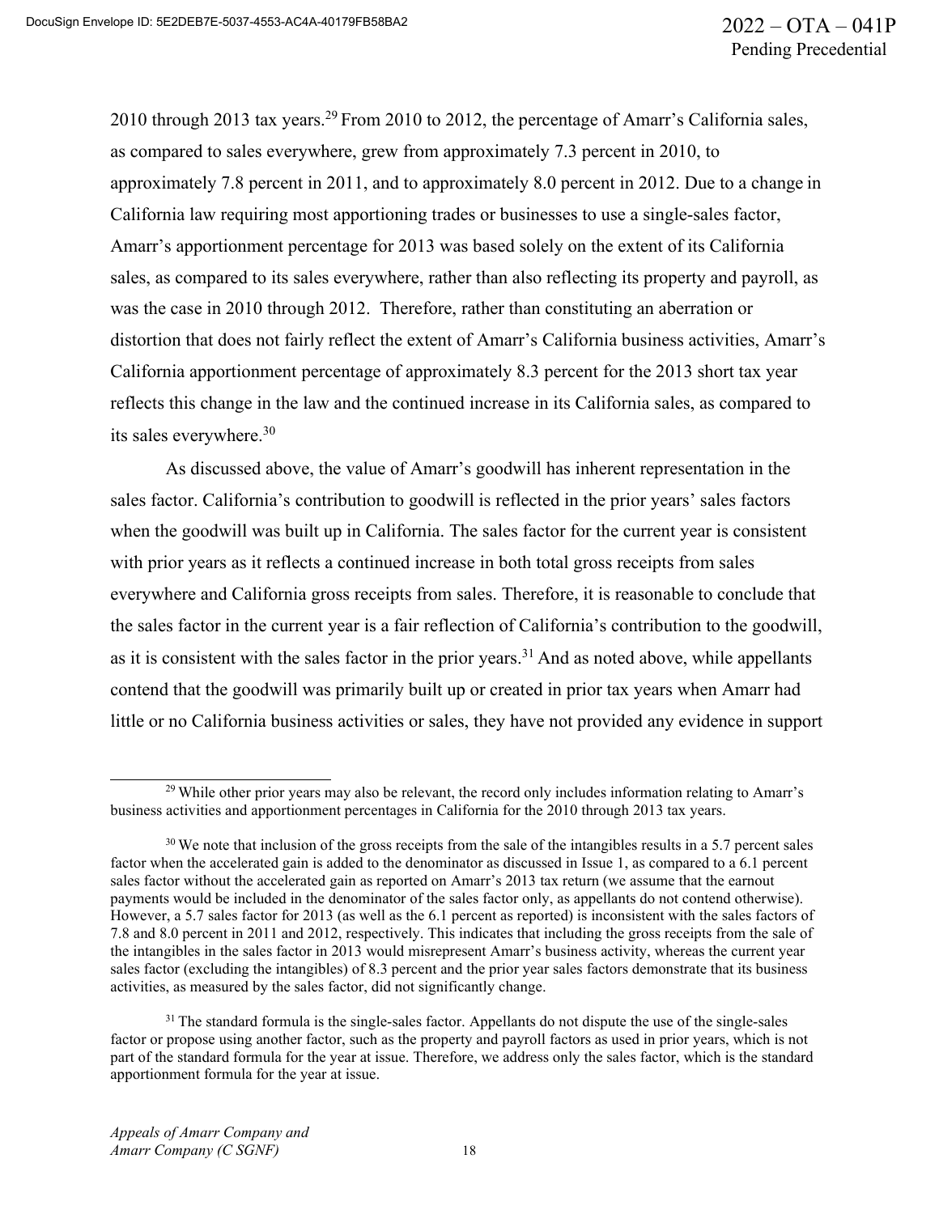2010 through 2013 tax years.[29] From 2010 to 2012, the percentage of Amarr's California sales, as compared to sales everywhere, grew from approximately 7.3 percent in 2010, to approximately 7.8 percent in 2011, and to approximately 8.0 percent in 2012. Due to a change in California law requiring most apportioning trades or businesses to use a single-sales factor, Amarr's apportionment percentage for 2013 was based solely on the extent of its California sales, as compared to its sales everywhere, rather than also reflecting its property and payroll, as was the case in 2010 through 2012. Therefore, rather than constituting an aberration or distortion that does not fairly reflect the extent of Amarr's California business activities, Amarr's California apportionment percentage of approximately 8.3 percent for the 2013 short tax year reflects this change in the law and the continued increase in its California sales, as compared to its sales everywhere.[30]

As discussed above, the value of Amarr's goodwill has inherent representation in the sales factor. California's contribution to goodwill is reflected in the prior years' sales factors when the goodwill was built up in California. The sales factor for the current year is consistent with prior years as it reflects a continued increase in both total gross receipts from sales everywhere and California gross receipts from sales. Therefore, it is reasonable to conclude that the sales factor in the current year is a fair reflection of California's contribution to the goodwill, as it is consistent with the sales factor in the prior years.[31] And as noted above, while appellants contend that the goodwill was primarily built up or created in prior tax years when Amarr had little or no California business activities or sales, they have not provided any evidence in support

---

[29] While other prior years may also be relevant, the record only includes information relating to Amarr's business activities and apportionment percentages in California for the 2010 through 2013 tax years.

[30] We note that inclusion of the gross receipts from the sale of the intangibles results in a 5.7 percent sales factor when the accelerated gain is added to the denominator as discussed in Issue 1, as compared to a 6.1 percent sales factor without the accelerated gain as reported on Amarr's 2013 tax return (we assume that the earnout payments would be included in the denominator of the sales factor only, as appellants do not contend otherwise). However, a 5.7 sales factor for 2013 (as well as the 6.1 percent as reported) is inconsistent with the sales factors of 7.8 and 8.0 percent in 2011 and 2012, respectively. This indicates that including the gross receipts from the sale of the intangibles in the sales factor in 2013 would misrepresent Amarr's business activity, whereas the current year sales factor (excluding the intangibles) of 8.3 percent and the prior year sales factors demonstrate that its business activities, as measured by the sales factor, did not significantly change.

[31] The standard formula is the single-sales factor. Appellants do not dispute the use of the single-sales factor or propose using another factor, such as the property and payroll factors as used in prior years, which is not part of the standard formula for the year at issue. Therefore, we address only the sales factor, which is the standard apportionment formula for the year at issue.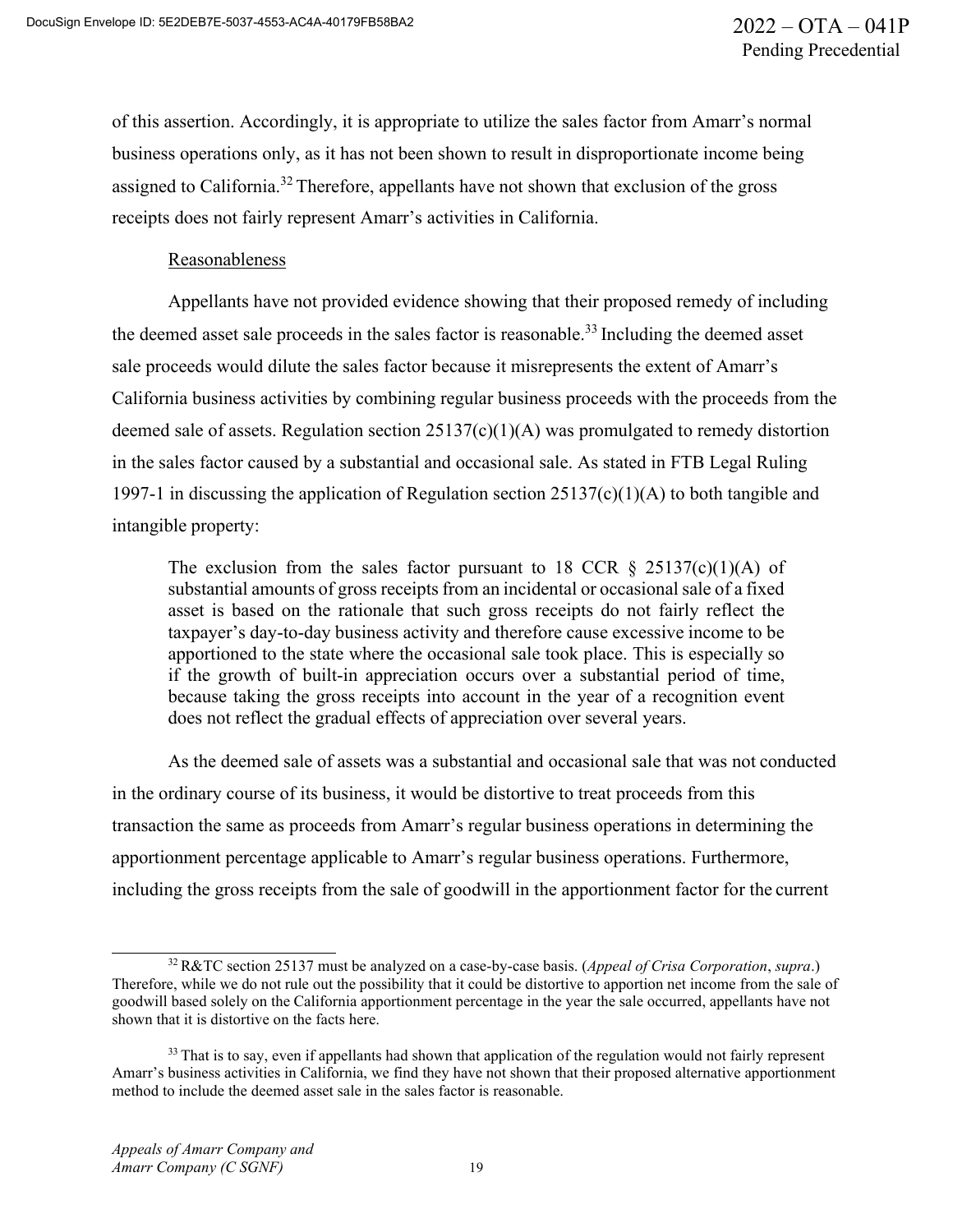of this assertion. Accordingly, it is appropriate to utilize the sales factor from Amarr's normal business operations only, as it has not been shown to result in disproportionate income being assigned to California.[32] Therefore, appellants have not shown that exclusion of the gross receipts does not fairly represent Amarr's activities in California.

Reasonableness

Appellants have not provided evidence showing that their proposed remedy of including the deemed asset sale proceeds in the sales factor is reasonable.[33] Including the deemed asset sale proceeds would dilute the sales factor because it misrepresents the extent of Amarr's California business activities by combining regular business proceeds with the proceeds from the deemed sale of assets. Regulation section 25137(c)(1)(A) was promulgated to remedy distortion in the sales factor caused by a substantial and occasional sale. As stated in FTB Legal Ruling 1997-1 in discussing the application of Regulation section 25137(c)(1)(A) to both tangible and intangible property:

> The exclusion from the sales factor pursuant to 18 CCR § 25137(c)(1)(A) of substantial amounts of gross receipts from an incidental or occasional sale of a fixed asset is based on the rationale that such gross receipts do not fairly reflect the taxpayer's day-to-day business activity and therefore cause excessive income to be apportioned to the state where the occasional sale took place. This is especially so if the growth of built-in appreciation occurs over a substantial period of time, because taking the gross receipts into account in the year of a recognition event does not reflect the gradual effects of appreciation over several years.

As the deemed sale of assets was a substantial and occasional sale that was not conducted in the ordinary course of its business, it would be distortive to treat proceeds from this transaction the same as proceeds from Amarr's regular business operations in determining the apportionment percentage applicable to Amarr's regular business operations. Furthermore, including the gross receipts from the sale of goodwill in the apportionment factor for the current

---

[32] R&TC section 25137 must be analyzed on a case-by-case basis. (*Appeal of Crisa Corporation*, *supra*.) Therefore, while we do not rule out the possibility that it could be distortive to apportion net income from the sale of goodwill based solely on the California apportionment percentage in the year the sale occurred, appellants have not shown that it is distortive on the facts here.

[33] That is to say, even if appellants had shown that application of the regulation would not fairly represent Amarr's business activities in California, we find they have not shown that their proposed alternative apportionment method to include the deemed asset sale in the sales factor is reasonable.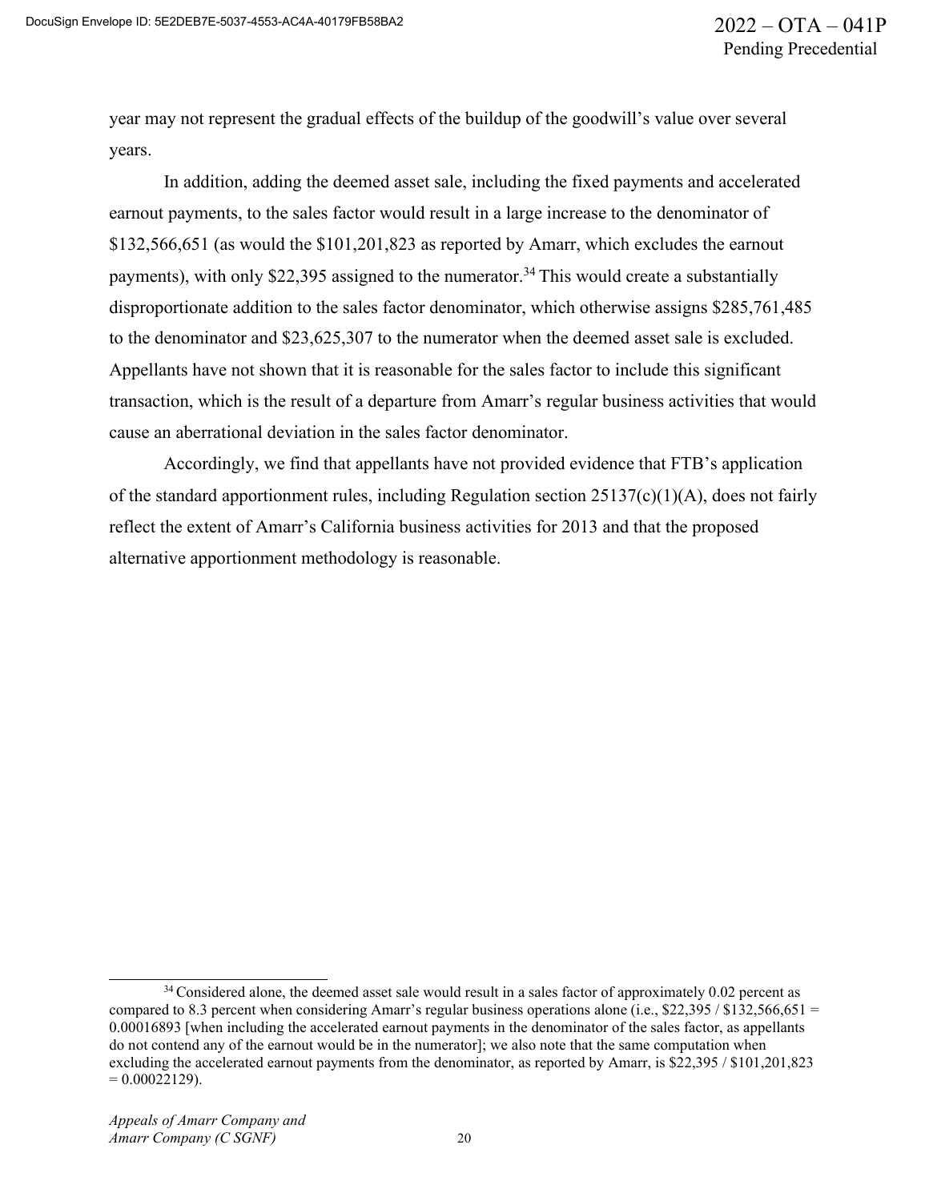year may not represent the gradual effects of the buildup of the goodwill's value over several years.

In addition, adding the deemed asset sale, including the fixed payments and accelerated earnout payments, to the sales factor would result in a large increase to the denominator of \$132,566,651 (as would the \$101,201,823 as reported by Amarr, which excludes the earnout payments), with only \$22,395 assigned to the numerator.[34] This would create a substantially disproportionate addition to the sales factor denominator, which otherwise assigns \$285,761,485 to the denominator and \$23,625,307 to the numerator when the deemed asset sale is excluded. Appellants have not shown that it is reasonable for the sales factor to include this significant transaction, which is the result of a departure from Amarr's regular business activities that would cause an aberrational deviation in the sales factor denominator.

Accordingly, we find that appellants have not provided evidence that FTB's application of the standard apportionment rules, including Regulation section 25137(c)(1)(A), does not fairly reflect the extent of Amarr's California business activities for 2013 and that the proposed alternative apportionment methodology is reasonable.

---

[34] Considered alone, the deemed asset sale would result in a sales factor of approximately 0.02 percent as compared to 8.3 percent when considering Amarr's regular business operations alone (i.e., \$22,395 / \$132,566,651 = 0.00016893 [when including the accelerated earnout payments in the denominator of the sales factor, as appellants do not contend any of the earnout would be in the numerator]; we also note that the same computation when excluding the accelerated earnout payments from the denominator, as reported by Amarr, is \$22,395 / \$101,201,823 = 0.00022129).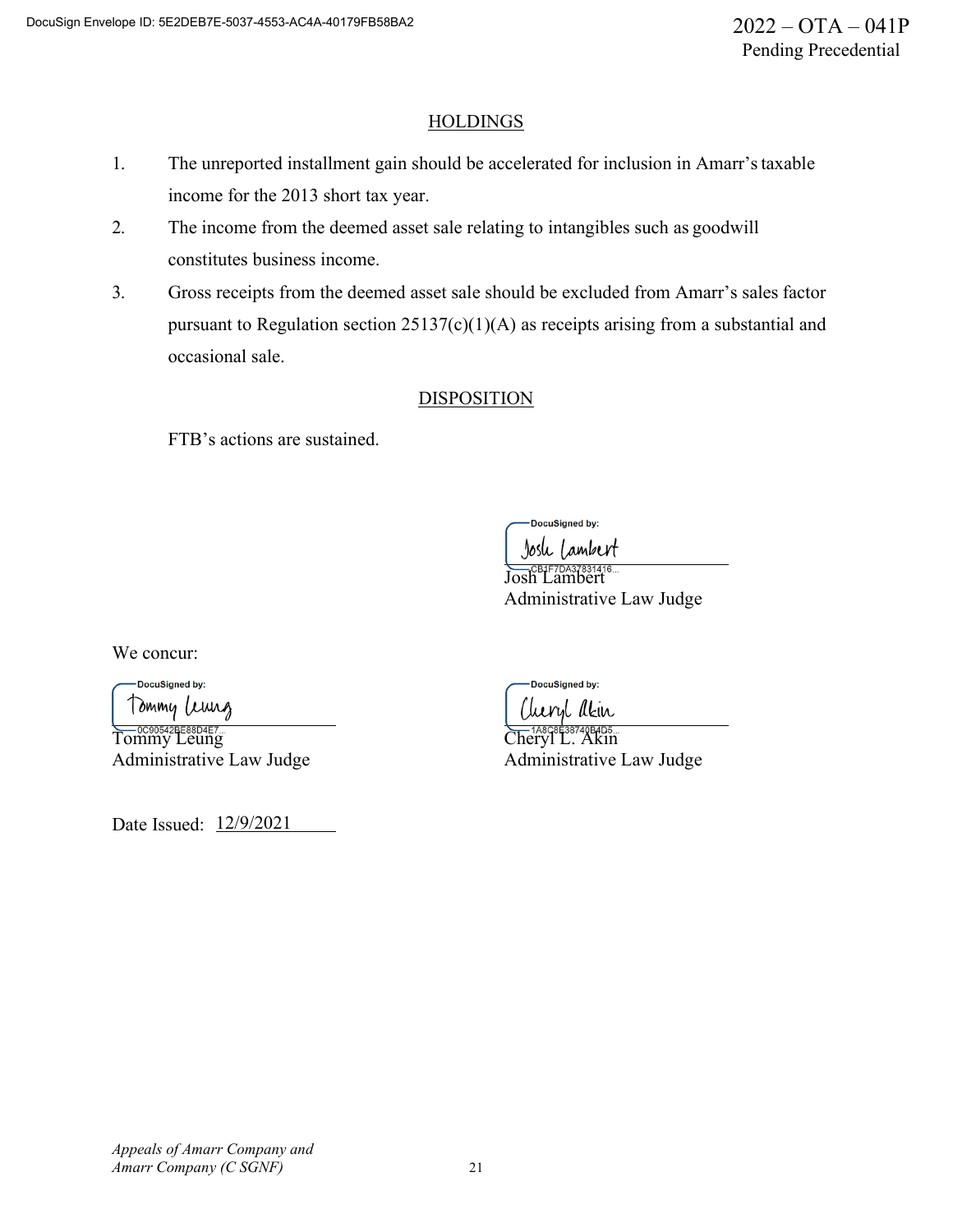## HOLDINGS

1. The unreported installment gain should be accelerated for inclusion in Amarr's taxable income for the 2013 short tax year.
2. The income from the deemed asset sale relating to intangibles such as goodwill constitutes business income.
3. Gross receipts from the deemed asset sale should be excluded from Amarr's sales factor pursuant to Regulation section 25137(c)(1)(A) as receipts arising from a substantial and occasional sale.

## DISPOSITION

FTB's actions are sustained.

DocuSigned by:
Josh Lambert
Administrative Law Judge

We concur:

DocuSigned by:
Tommy Leung
Administrative Law Judge

DocuSigned by:
Cheryl L. Akin
Administrative Law Judge

Date Issued: 12/9/2021